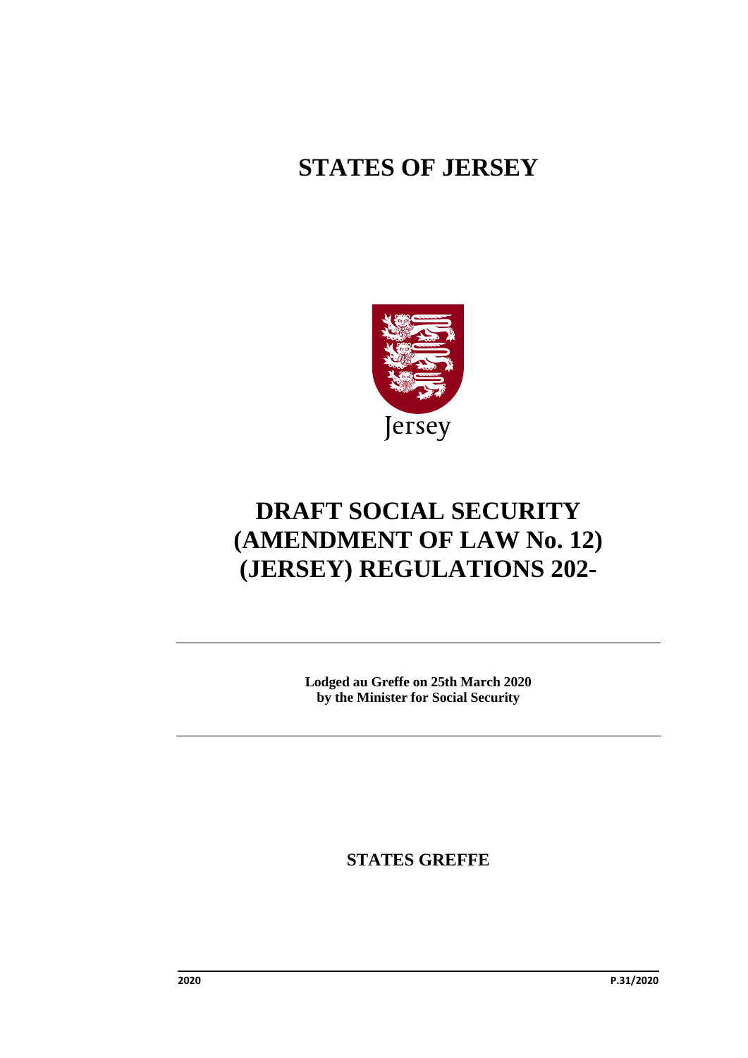# STATES OF JERSEY

Jersey

# DRAFT SOCIAL SECURITY (AMENDMENT OF LAW No. 12) (JERSEY) REGULATIONS 202-

---

**Lodged au Greffe on 25th March 2020**
**by the Minister for Social Security**

---

## STATES GREFFE

2020 P.31/2020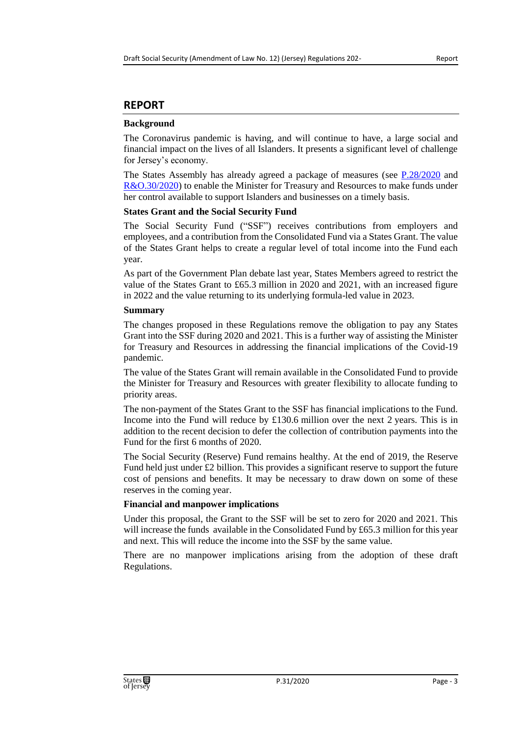## REPORT

**Background**

The Coronavirus pandemic is having, and will continue to have, a large social and financial impact on the lives of all Islanders. It presents a significant level of challenge for Jersey's economy.

The States Assembly has already agreed a package of measures (see P.28/2020 and R&O.30/2020) to enable the Minister for Treasury and Resources to make funds under her control available to support Islanders and businesses on a timely basis.

**States Grant and the Social Security Fund**

The Social Security Fund ("SSF") receives contributions from employers and employees, and a contribution from the Consolidated Fund via a States Grant. The value of the States Grant helps to create a regular level of total income into the Fund each year.

As part of the Government Plan debate last year, States Members agreed to restrict the value of the States Grant to £65.3 million in 2020 and 2021, with an increased figure in 2022 and the value returning to its underlying formula-led value in 2023.

**Summary**

The changes proposed in these Regulations remove the obligation to pay any States Grant into the SSF during 2020 and 2021. This is a further way of assisting the Minister for Treasury and Resources in addressing the financial implications of the Covid-19 pandemic.

The value of the States Grant will remain available in the Consolidated Fund to provide the Minister for Treasury and Resources with greater flexibility to allocate funding to priority areas.

The non-payment of the States Grant to the SSF has financial implications to the Fund. Income into the Fund will reduce by £130.6 million over the next 2 years. This is in addition to the recent decision to defer the collection of contribution payments into the Fund for the first 6 months of 2020.

The Social Security (Reserve) Fund remains healthy. At the end of 2019, the Reserve Fund held just under £2 billion. This provides a significant reserve to support the future cost of pensions and benefits. It may be necessary to draw down on some of these reserves in the coming year.

**Financial and manpower implications**

Under this proposal, the Grant to the SSF will be set to zero for 2020 and 2021. This will increase the funds available in the Consolidated Fund by £65.3 million for this year and next. This will reduce the income into the SSF by the same value.

There are no manpower implications arising from the adoption of these draft Regulations.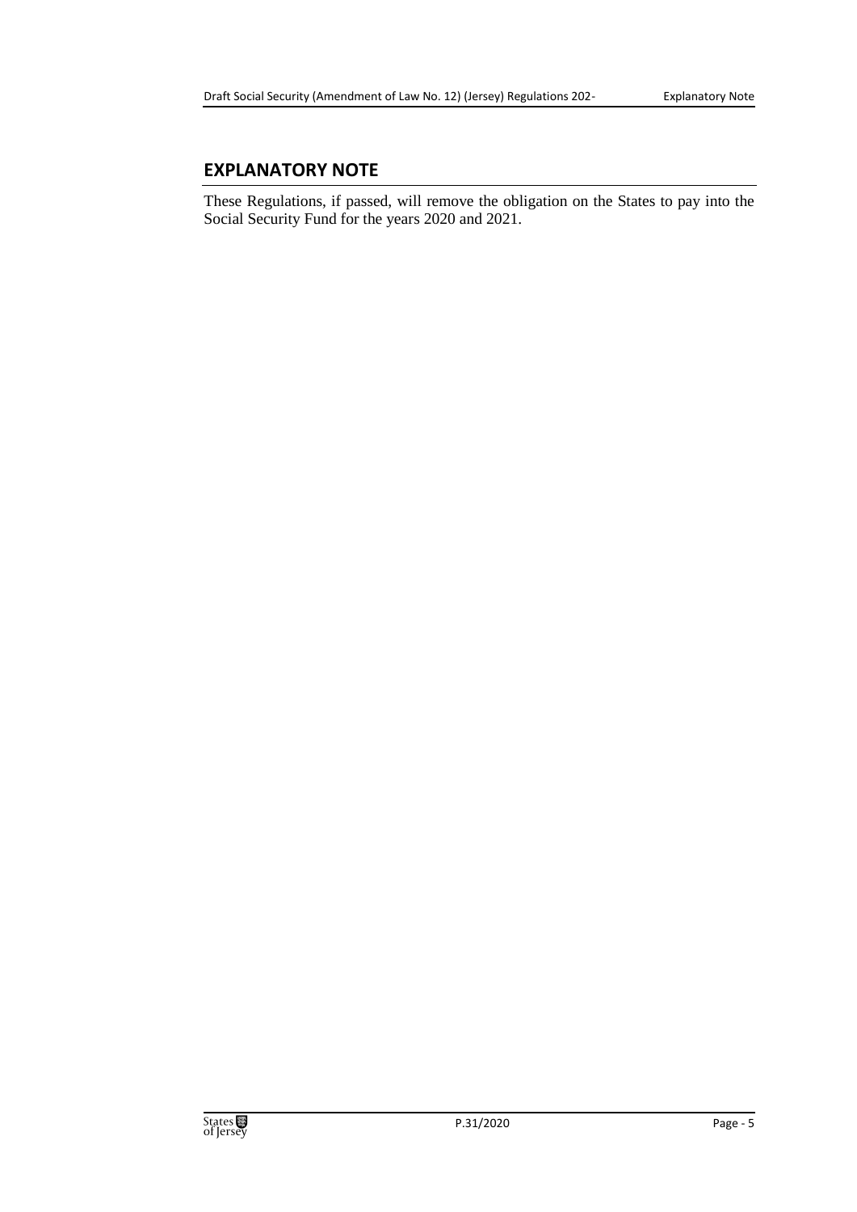## EXPLANATORY NOTE

These Regulations, if passed, will remove the obligation on the States to pay into the Social Security Fund for the years 2020 and 2021.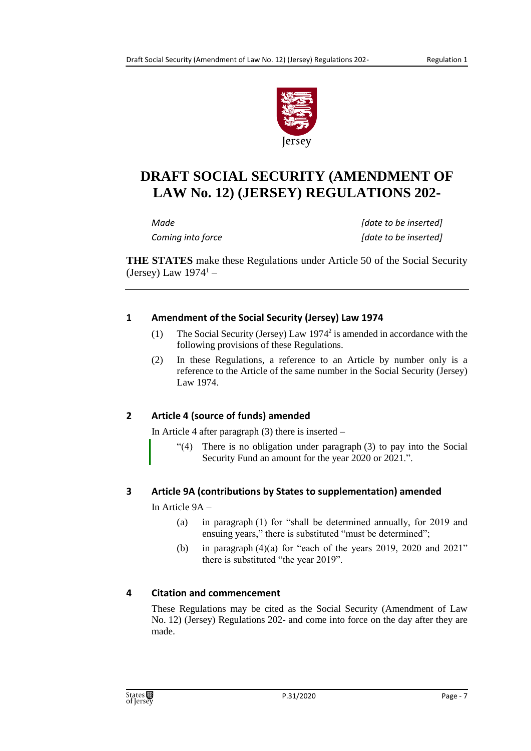# DRAFT SOCIAL SECURITY (AMENDMENT OF LAW No. 12) (JERSEY) REGULATIONS 202-

| | |
|---|---|
| *Made* | *[date to be inserted]* |
| *Coming into force* | *[date to be inserted]* |

**THE STATES** make these Regulations under Article 50 of the Social Security (Jersey) Law 1974[1] –

## 1 Amendment of the Social Security (Jersey) Law 1974

(1) The Social Security (Jersey) Law 1974[2] is amended in accordance with the following provisions of these Regulations.

(2) In these Regulations, a reference to an Article by number only is a reference to the Article of the same number in the Social Security (Jersey) Law 1974.

## 2 Article 4 (source of funds) amended

In Article 4 after paragraph (3) there is inserted –

> "(4) There is no obligation under paragraph (3) to pay into the Social Security Fund an amount for the year 2020 or 2021.".

## 3 Article 9A (contributions by States to supplementation) amended

In Article 9A –

(a) in paragraph (1) for "shall be determined annually, for 2019 and ensuing years," there is substituted "must be determined";

(b) in paragraph (4)(a) for "each of the years 2019, 2020 and 2021" there is substituted "the year 2019".

## 4 Citation and commencement

These Regulations may be cited as the Social Security (Amendment of Law No. 12) (Jersey) Regulations 202- and come into force on the day after they are made.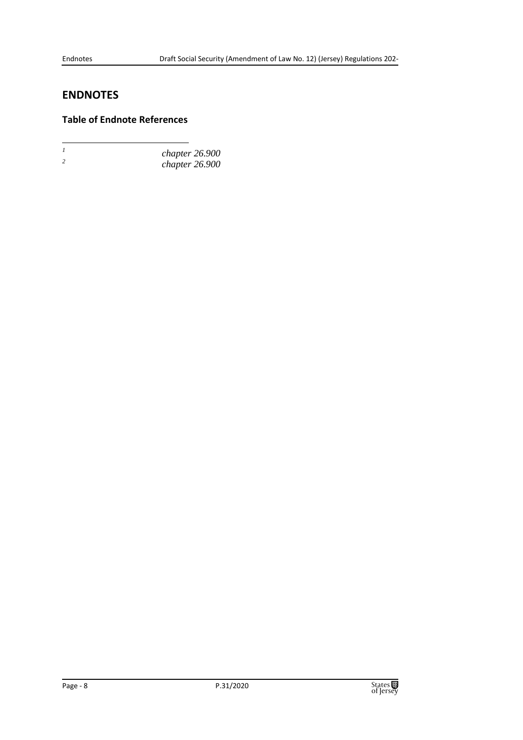# ENDNOTES

## Table of Endnote References

[1] *chapter 26.900*

[2] *chapter 26.900*